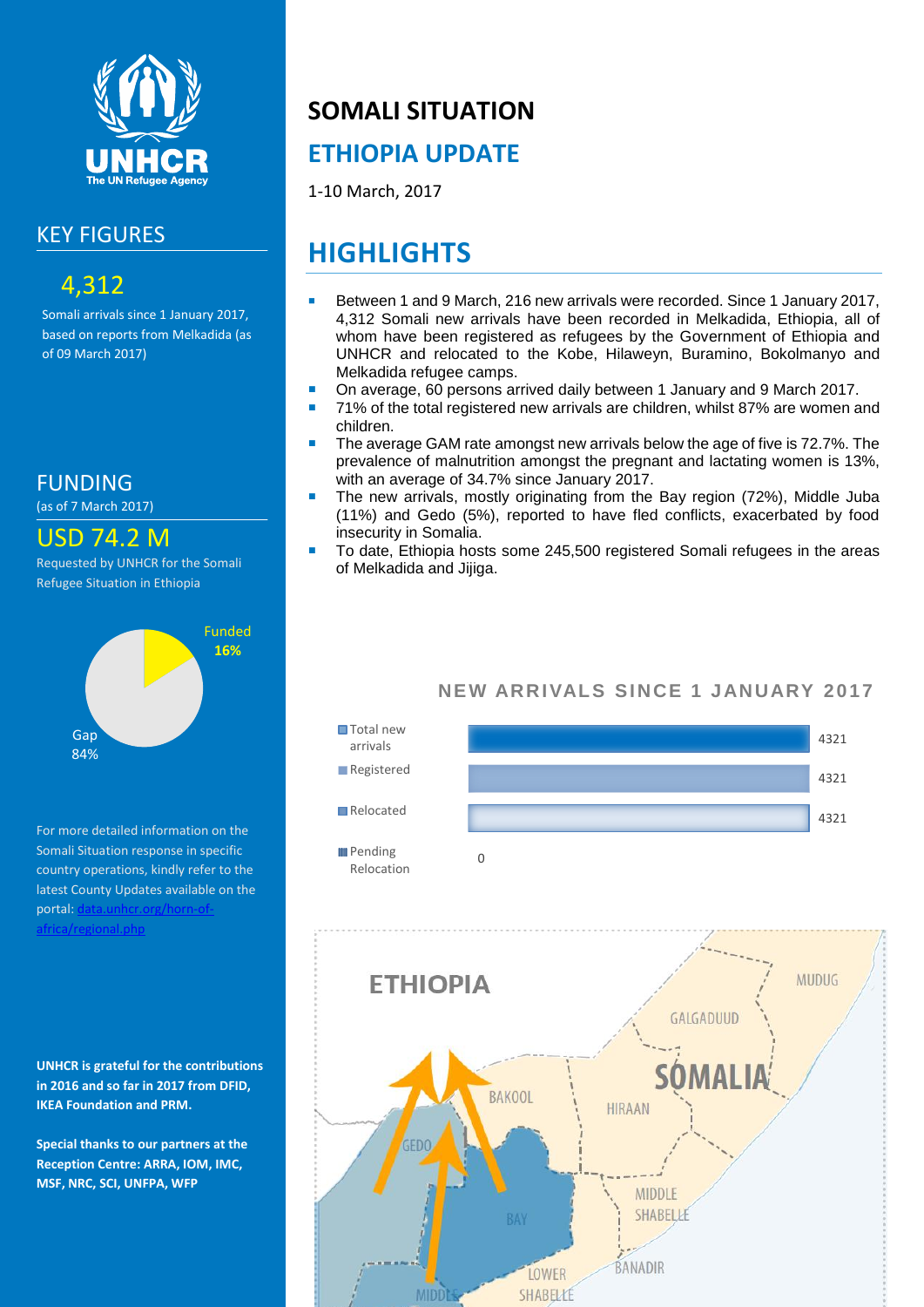# SOMALI SITUATION

## ETHIOPIA UPDATE

1-10 March, 2017

## KEY FIGURES

**4,312**

Somali arrivals since 1 January 2017, based on reports from Melkadida (as of 09 March 2017)

## FUNDING

(as of 7 March 2017)

**USD 74.2 M**

Requested by UNHCR for the Somali Refugee Situation in Ethiopia

Funded **16%**

Gap 84%

For more detailed information on the Somali Situation response in specific country operations, kindly refer to the latest County Updates available on the portal: [data.unhcr.org/horn-of-africa/regional.php](data.unhcr.org/horn-of-africa/regional.php)

**UNHCR is grateful for the contributions in 2016 and so far in 2017 from DFID, IKEA Foundation and PRM.**

**Special thanks to our partners at the Reception Centre: ARRA, IOM, IMC, MSF, NRC, SCI, UNFPA, WFP**

## HIGHLIGHTS

- Between 1 and 9 March, 216 new arrivals were recorded. Since 1 January 2017, 4,312 Somali new arrivals have been recorded in Melkadida, Ethiopia, all of whom have been registered as refugees by the Government of Ethiopia and UNHCR and relocated to the Kobe, Hilaweyn, Buramino, Bokolmanyo and Melkadida refugee camps.
- On average, 60 persons arrived daily between 1 January and 9 March 2017.
- 71% of the total registered new arrivals are children, whilst 87% are women and children.
- The average GAM rate amongst new arrivals below the age of five is 72.7%. The prevalence of malnutrition amongst the pregnant and lactating women is 13%, with an average of 34.7% since January 2017.
- The new arrivals, mostly originating from the Bay region (72%), Middle Juba (11%) and Gedo (5%), reported to have fled conflicts, exacerbated by food insecurity in Somalia.
- To date, Ethiopia hosts some 245,500 registered Somali refugees in the areas of Melkadida and Jijiga.

### NEW ARRIVALS SINCE 1 JANUARY 2017

| Category | Number |
|---|---|
| Total new arrivals | 4321 |
| Registered | 4321 |
| Relocated | 4321 |
| Pending Relocation | 0 |

ETHIOPIA — SOMALIA (map: MUDUG, GALGADUUD, HIRAAN, BAKOOL, GEDO, BAY, MIDDLE SHABELLE, BANADIR, LOWER SHABELLE, MIDDLE)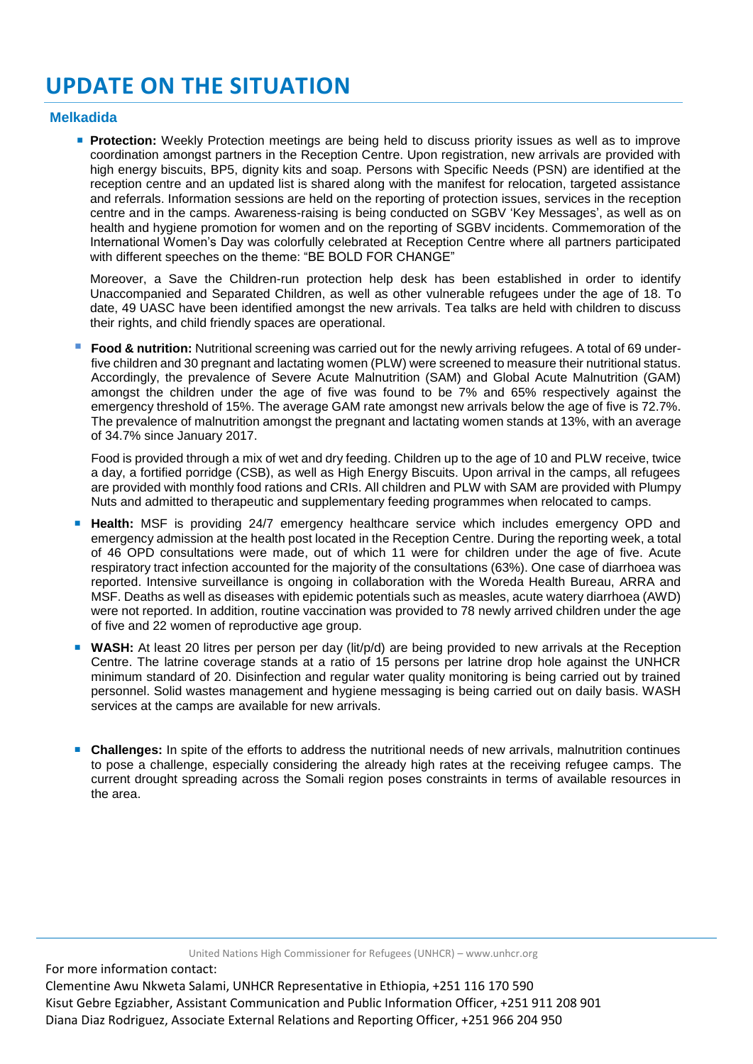# UPDATE ON THE SITUATION

## Melkadida

- **Protection:** Weekly Protection meetings are being held to discuss priority issues as well as to improve coordination amongst partners in the Reception Centre. Upon registration, new arrivals are provided with high energy biscuits, BP5, dignity kits and soap. Persons with Specific Needs (PSN) are identified at the reception centre and an updated list is shared along with the manifest for relocation, targeted assistance and referrals. Information sessions are held on the reporting of protection issues, services in the reception centre and in the camps. Awareness-raising is being conducted on SGBV 'Key Messages', as well as on health and hygiene promotion for women and on the reporting of SGBV incidents. Commemoration of the International Women's Day was colorfully celebrated at Reception Centre where all partners participated with different speeches on the theme: "BE BOLD FOR CHANGE"

  Moreover, a Save the Children-run protection help desk has been established in order to identify Unaccompanied and Separated Children, as well as other vulnerable refugees under the age of 18. To date, 49 UASC have been identified amongst the new arrivals. Tea talks are held with children to discuss their rights, and child friendly spaces are operational.

- **Food & nutrition:** Nutritional screening was carried out for the newly arriving refugees. A total of 69 under-five children and 30 pregnant and lactating women (PLW) were screened to measure their nutritional status. Accordingly, the prevalence of Severe Acute Malnutrition (SAM) and Global Acute Malnutrition (GAM) amongst the children under the age of five was found to be 7% and 65% respectively against the emergency threshold of 15%. The average GAM rate amongst new arrivals below the age of five is 72.7%. The prevalence of malnutrition amongst the pregnant and lactating women stands at 13%, with an average of 34.7% since January 2017.

  Food is provided through a mix of wet and dry feeding. Children up to the age of 10 and PLW receive, twice a day, a fortified porridge (CSB), as well as High Energy Biscuits. Upon arrival in the camps, all refugees are provided with monthly food rations and CRIs. All children and PLW with SAM are provided with Plumpy Nuts and admitted to therapeutic and supplementary feeding programmes when relocated to camps.

- **Health:** MSF is providing 24/7 emergency healthcare service which includes emergency OPD and emergency admission at the health post located in the Reception Centre. During the reporting week, a total of 46 OPD consultations were made, out of which 11 were for children under the age of five. Acute respiratory tract infection accounted for the majority of the consultations (63%). One case of diarrhoea was reported. Intensive surveillance is ongoing in collaboration with the Woreda Health Bureau, ARRA and MSF. Deaths as well as diseases with epidemic potentials such as measles, acute watery diarrhoea (AWD) were not reported. In addition, routine vaccination was provided to 78 newly arrived children under the age of five and 22 women of reproductive age group.

- **WASH:** At least 20 litres per person per day (lit/p/d) are being provided to new arrivals at the Reception Centre. The latrine coverage stands at a ratio of 15 persons per latrine drop hole against the UNHCR minimum standard of 20. Disinfection and regular water quality monitoring is being carried out by trained personnel. Solid wastes management and hygiene messaging is being carried out on daily basis. WASH services at the camps are available for new arrivals.

- **Challenges:** In spite of the efforts to address the nutritional needs of new arrivals, malnutrition continues to pose a challenge, especially considering the already high rates at the receiving refugee camps. The current drought spreading across the Somali region poses constraints in terms of available resources in the area.

United Nations High Commissioner for Refugees (UNHCR) – www.unhcr.org

For more information contact:

Clementine Awu Nkweta Salami, UNHCR Representative in Ethiopia, +251 116 170 590

Kisut Gebre Egziabher, Assistant Communication and Public Information Officer, +251 911 208 901

Diana Diaz Rodriguez, Associate External Relations and Reporting Officer, +251 966 204 950